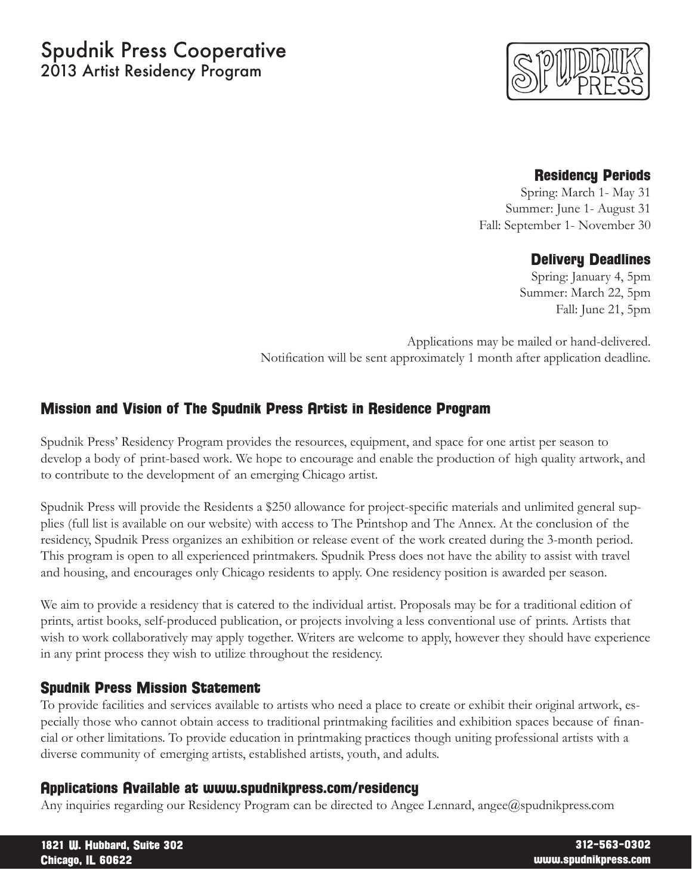# Spudnik Press Cooperative
## 2013 Artist Residency Program

### Residency Periods

Spring: March 1- May 31
Summer: June 1- August 31
Fall: September 1- November 30

### Delivery Deadlines

Spring: January 4, 5pm
Summer: March 22, 5pm
Fall: June 21, 5pm

Applications may be mailed or hand-delivered.
Notification will be sent approximately 1 month after application deadline.

### Mission and Vision of The Spudnik Press Artist in Residence Program

Spudnik Press' Residency Program provides the resources, equipment, and space for one artist per season to develop a body of print-based work. We hope to encourage and enable the production of high quality artwork, and to contribute to the development of an emerging Chicago artist.

Spudnik Press will provide the Residents a $250 allowance for project-specific materials and unlimited general supplies (full list is available on our website) with access to The Printshop and The Annex. At the conclusion of the residency, Spudnik Press organizes an exhibition or release event of the work created during the 3-month period. This program is open to all experienced printmakers. Spudnik Press does not have the ability to assist with travel and housing, and encourages only Chicago residents to apply. One residency position is awarded per season.

We aim to provide a residency that is catered to the individual artist. Proposals may be for a traditional edition of prints, artist books, self-produced publication, or projects involving a less conventional use of prints. Artists that wish to work collaboratively may apply together. Writers are welcome to apply, however they should have experience in any print process they wish to utilize throughout the residency.

### Spudnik Press Mission Statement

To provide facilities and services available to artists who need a place to create or exhibit their original artwork, especially those who cannot obtain access to traditional printmaking facilities and exhibition spaces because of financial or other limitations. To provide education in printmaking practices though uniting professional artists with a diverse community of emerging artists, established artists, youth, and adults.

### Applications Available at www.spudnikpress.com/residency

Any inquiries regarding our Residency Program can be directed to Angee Lennard, angee@spudnikpress.com

1821 W. Hubbard, Suite 302
Chicago, IL 60622

312-563-0302
www.spudnikpress.com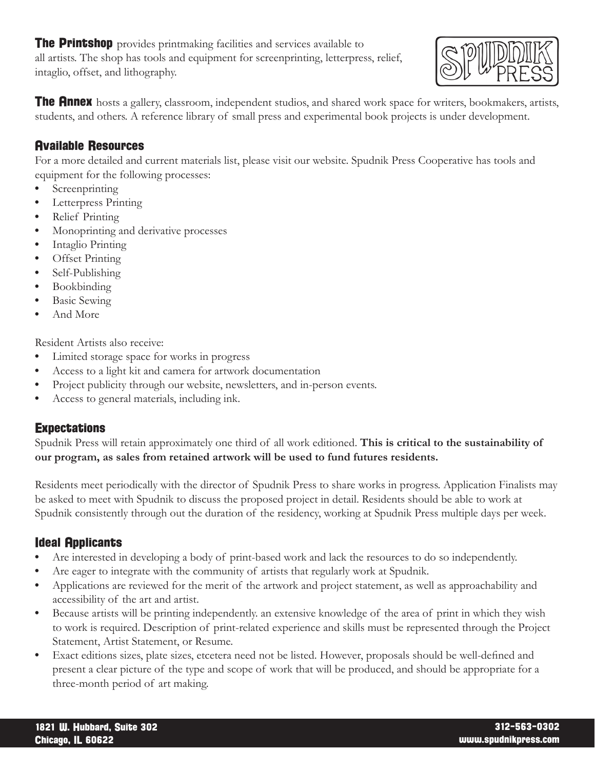**The Printshop** provides printmaking facilities and services available to all artists. The shop has tools and equipment for screenprinting, letterpress, relief, intaglio, offset, and lithography.

**The Annex** hosts a gallery, classroom, independent studios, and shared work space for writers, bookmakers, artists, students, and others. A reference library of small press and experimental book projects is under development.

## Available Resources

For a more detailed and current materials list, please visit our website. Spudnik Press Cooperative has tools and equipment for the following processes:

- Screenprinting
- Letterpress Printing
- Relief Printing
- Monoprinting and derivative processes
- Intaglio Printing
- Offset Printing
- Self-Publishing
- Bookbinding
- Basic Sewing
- And More

Resident Artists also receive:

- Limited storage space for works in progress
- Access to a light kit and camera for artwork documentation
- Project publicity through our website, newsletters, and in-person events.
- Access to general materials, including ink.

## Expectations

Spudnik Press will retain approximately one third of all work editioned. **This is critical to the sustainability of our program, as sales from retained artwork will be used to fund futures residents.**

Residents meet periodically with the director of Spudnik Press to share works in progress. Application Finalists may be asked to meet with Spudnik to discuss the proposed project in detail. Residents should be able to work at Spudnik consistently through out the duration of the residency, working at Spudnik Press multiple days per week.

## Ideal Applicants

- Are interested in developing a body of print-based work and lack the resources to do so independently.
- Are eager to integrate with the community of artists that regularly work at Spudnik.
- Applications are reviewed for the merit of the artwork and project statement, as well as approachability and accessibility of the art and artist.
- Because artists will be printing independently. an extensive knowledge of the area of print in which they wish to work is required. Description of print-related experience and skills must be represented through the Project Statement, Artist Statement, or Resume.
- Exact editions sizes, plate sizes, etcetera need not be listed. However, proposals should be well-defined and present a clear picture of the type and scope of work that will be produced, and should be appropriate for a three-month period of art making.

1821 W. Hubbard, Suite 302
Chicago, IL 60622

312-563-0302
www.spudnikpress.com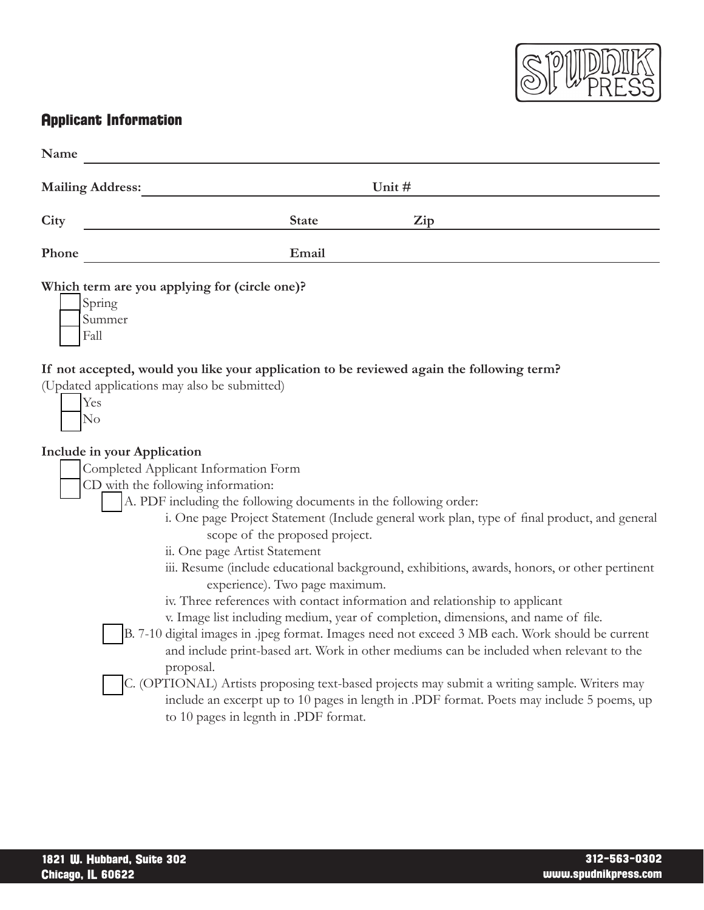## Applicant Information

**Name** ____________________

**Mailing Address:** ____________________ **Unit #** ____________________

**City** ____________________ **State** ____________________ **Zip** ____________________

**Phone** ____________________ **Email** ____________________

**Which term are you applying for (circle one)?**

- [ ] Spring
- [ ] Summer
- [ ] Fall

**If not accepted, would you like your application to be reviewed again the following term?**
(Updated applications may also be submitted)

- [ ] Yes
- [ ] No

**Include in your Application**

- [ ] Completed Applicant Information Form
- [ ] CD with the following information:
  - [ ] A. PDF including the following documents in the following order:
    - i. One page Project Statement (Include general work plan, type of final product, and general scope of the proposed project.
    - ii. One page Artist Statement
    - iii. Resume (include educational background, exhibitions, awards, honors, or other pertinent experience). Two page maximum.
    - iv. Three references with contact information and relationship to applicant
    - v. Image list including medium, year of completion, dimensions, and name of file.
  - [ ] B. 7-10 digital images in .jpeg format. Images need not exceed 3 MB each. Work should be current and include print-based art. Work in other mediums can be included when relevant to the proposal.
  - [ ] C. (OPTIONAL) Artists proposing text-based projects may submit a writing sample. Writers may include an excerpt up to 10 pages in length in .PDF format. Poets may include 5 poems, up to 10 pages in legnth in .PDF format.